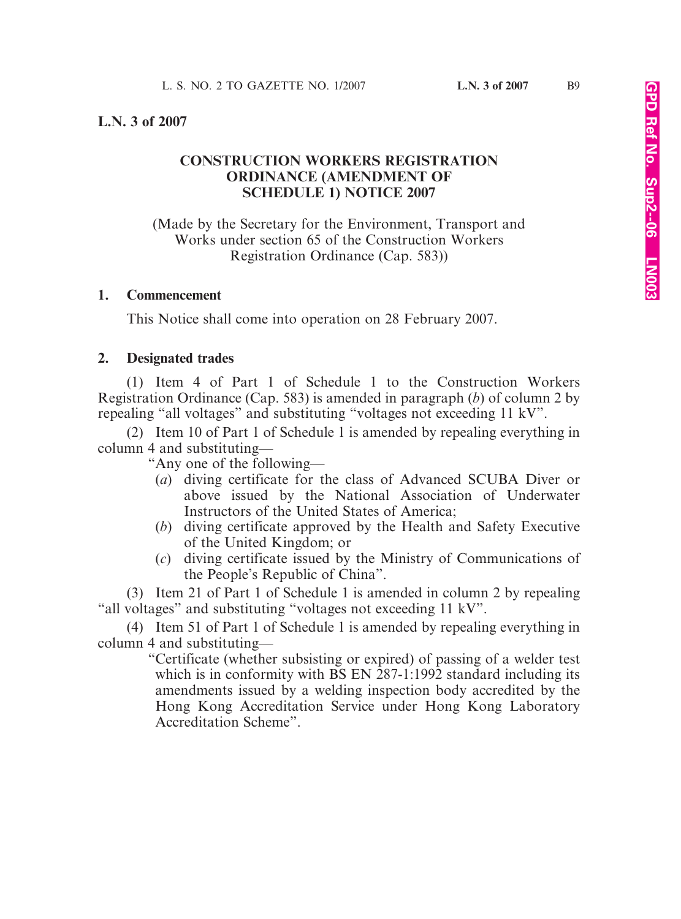# L.N. 3 of 2007

## CONSTRUCTION WORKERS REGISTRATION ORDINANCE (AMENDMENT OF SCHEDULE 1) NOTICE 2007

(Made by the Secretary for the Environment, Transport and Works under section 65 of the Construction Workers Registration Ordinance (Cap. 583))

### 1. Commencement

This Notice shall come into operation on 28 February 2007.

### 2. Designated trades

(1) Item 4 of Part 1 of Schedule 1 to the Construction Workers Registration Ordinance (Cap. 583) is amended in paragraph (*b*) of column 2 by repealing "all voltages" and substituting "voltages not exceeding 11 kV".

(2) Item 10 of Part 1 of Schedule 1 is amended by repealing everything in column 4 and substituting—

"Any one of the following—

(*a*) diving certificate for the class of Advanced SCUBA Diver or above issued by the National Association of Underwater Instructors of the United States of America;

(*b*) diving certificate approved by the Health and Safety Executive of the United Kingdom; or

(*c*) diving certificate issued by the Ministry of Communications of the People's Republic of China".

(3) Item 21 of Part 1 of Schedule 1 is amended in column 2 by repealing "all voltages" and substituting "voltages not exceeding 11 kV".

(4) Item 51 of Part 1 of Schedule 1 is amended by repealing everything in column 4 and substituting—

"Certificate (whether subsisting or expired) of passing of a welder test which is in conformity with BS EN 287-1:1992 standard including its amendments issued by a welding inspection body accredited by the Hong Kong Accreditation Service under Hong Kong Laboratory Accreditation Scheme".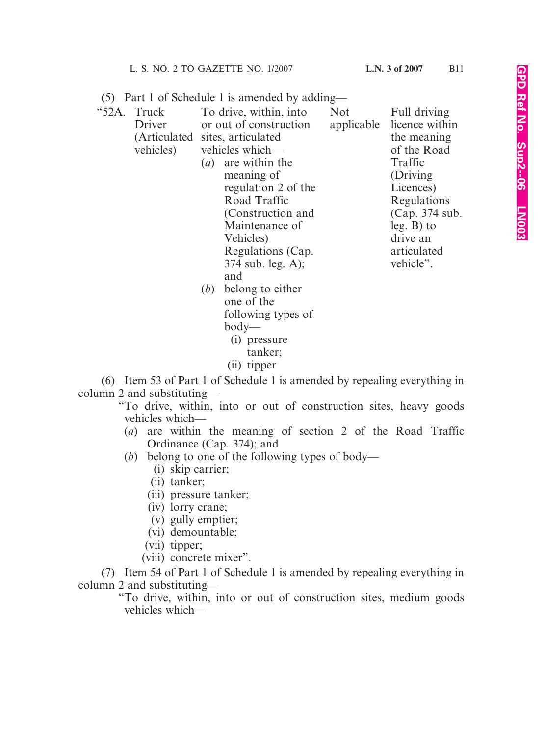(5) Part 1 of Schedule 1 is amended by adding—

| | | | |
|---|---|---|---|
| "52A. Truck Driver (Articulated vehicles) | To drive, within, into or out of construction sites, articulated vehicles which—<br>(*a*) are within the meaning of regulation 2 of the Road Traffic (Construction and Maintenance of Vehicles) Regulations (Cap. 374 sub. leg. A); and<br>(*b*) belong to either one of the following types of body—<br>(i) pressure tanker;<br>(ii) tipper | Not applicable | Full driving licence within the meaning of the Road Traffic (Driving Licences) Regulations (Cap. 374 sub. leg. B) to drive an articulated vehicle". |

(6) Item 53 of Part 1 of Schedule 1 is amended by repealing everything in column 2 and substituting—

"To drive, within, into or out of construction sites, heavy goods vehicles which—

(*a*) are within the meaning of section 2 of the Road Traffic Ordinance (Cap. 374); and

(*b*) belong to one of the following types of body—

(i) skip carrier;

(ii) tanker;

(iii) pressure tanker;

(iv) lorry crane;

(v) gully emptier;

(vi) demountable;

(vii) tipper;

(viii) concrete mixer".

(7) Item 54 of Part 1 of Schedule 1 is amended by repealing everything in column 2 and substituting—

"To drive, within, into or out of construction sites, medium goods vehicles which—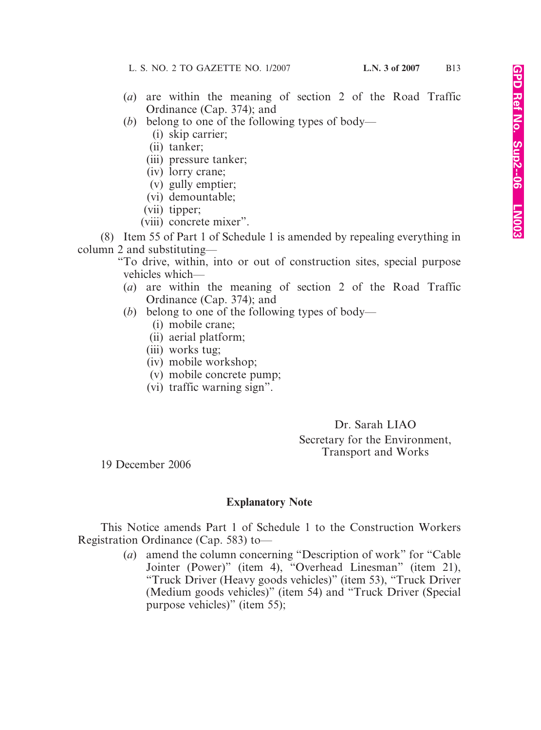(*a*) are within the meaning of section 2 of the Road Traffic Ordinance (Cap. 374); and

(*b*) belong to one of the following types of body—

(i) skip carrier;

(ii) tanker;

(iii) pressure tanker;

(iv) lorry crane;

(v) gully emptier;

(vi) demountable;

(vii) tipper;

(viii) concrete mixer".

(8) Item 55 of Part 1 of Schedule 1 is amended by repealing everything in column 2 and substituting—

"To drive, within, into or out of construction sites, special purpose vehicles which—

(*a*) are within the meaning of section 2 of the Road Traffic Ordinance (Cap. 374); and

(*b*) belong to one of the following types of body—

(i) mobile crane;

(ii) aerial platform;

(iii) works tug;

(iv) mobile workshop;

(v) mobile concrete pump;

(vi) traffic warning sign".

Dr. Sarah LIAO
Secretary for the Environment,
Transport and Works

19 December 2006

## Explanatory Note

This Notice amends Part 1 of Schedule 1 to the Construction Workers Registration Ordinance (Cap. 583) to—

(*a*) amend the column concerning "Description of work" for "Cable Jointer (Power)" (item 4), "Overhead Linesman" (item 21), "Truck Driver (Heavy goods vehicles)" (item 53), "Truck Driver (Medium goods vehicles)" (item 54) and "Truck Driver (Special purpose vehicles)" (item 55);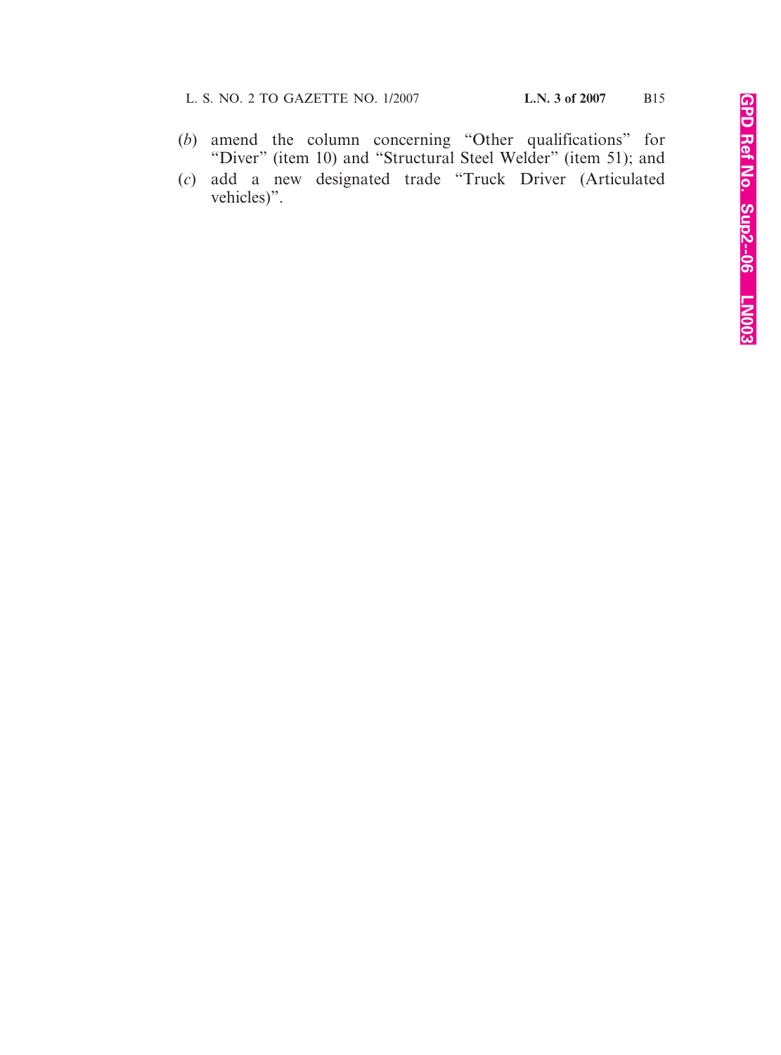(*b*) amend the column concerning "Other qualifications" for "Diver" (item 10) and "Structural Steel Welder" (item 51); and

(*c*) add a new designated trade "Truck Driver (Articulated vehicles)".